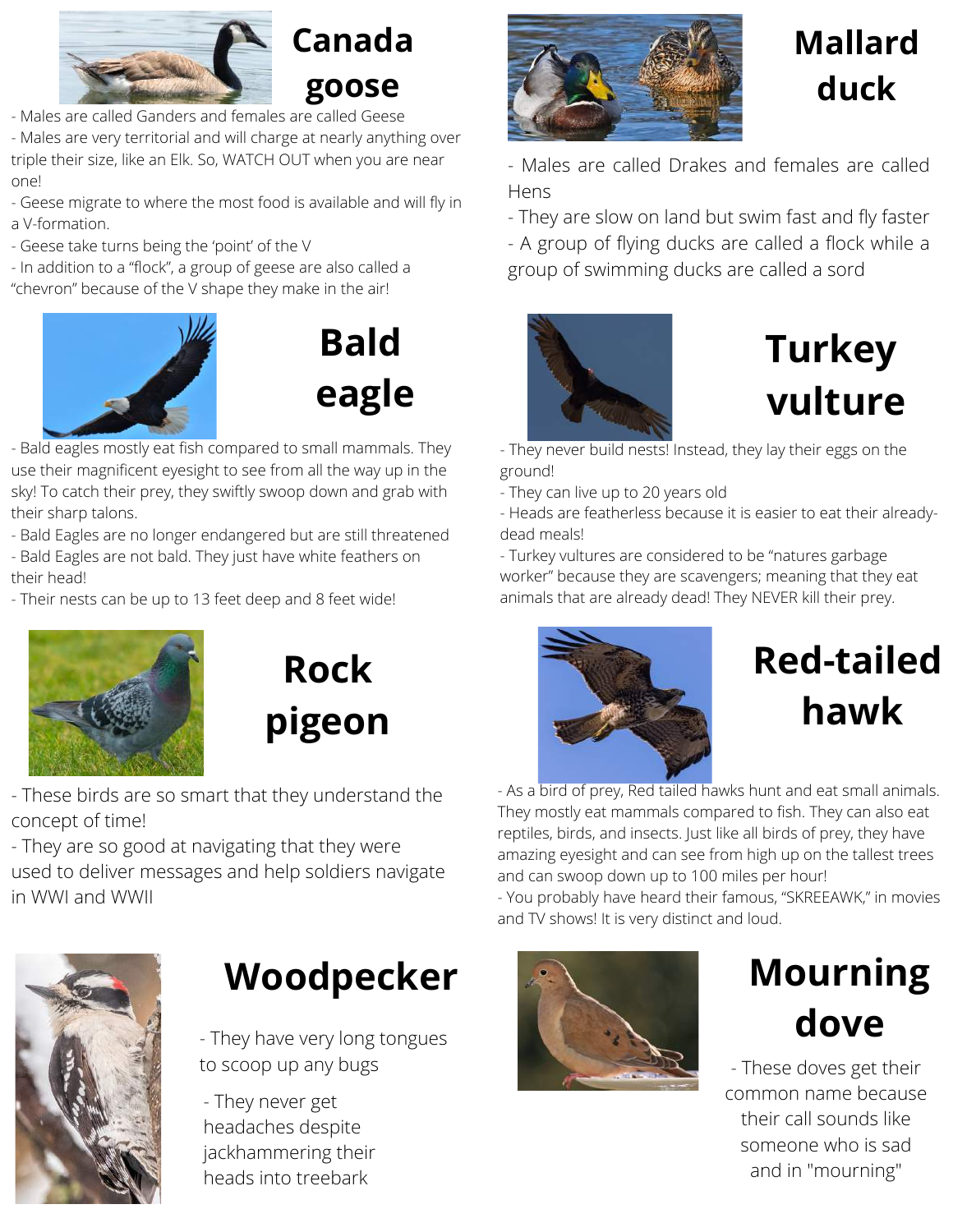## Canada goose

- Males are called Ganders and females are called Geese
- Males are very territorial and will charge at nearly anything over triple their size, like an Elk. So, WATCH OUT when you are near one!
- Geese migrate to where the most food is available and will fly in a V-formation.
- Geese take turns being the 'point' of the V
- In addition to a "flock", a group of geese are also called a "chevron" because of the V shape they make in the air!

## Mallard duck

- Males are called Drakes and females are called Hens
- They are slow on land but swim fast and fly faster
- A group of flying ducks are called a flock while a group of swimming ducks are called a sord

## Bald eagle

- Bald eagles mostly eat fish compared to small mammals. They use their magnificent eyesight to see from all the way up in the sky! To catch their prey, they swiftly swoop down and grab with their sharp talons.
- Bald Eagles are no longer endangered but are still threatened
- Bald Eagles are not bald. They just have white feathers on their head!
- Their nests can be up to 13 feet deep and 8 feet wide!

## Turkey vulture

- They never build nests! Instead, they lay their eggs on the ground!
- They can live up to 20 years old
- Heads are featherless because it is easier to eat their already-dead meals!
- Turkey vultures are considered to be "natures garbage worker" because they are scavengers; meaning that they eat animals that are already dead! They NEVER kill their prey.

## Rock pigeon

- These birds are so smart that they understand the concept of time!
- They are so good at navigating that they were used to deliver messages and help soldiers navigate in WWI and WWII

## Red-tailed hawk

- As a bird of prey, Red tailed hawks hunt and eat small animals. They mostly eat mammals compared to fish. They can also eat reptiles, birds, and insects. Just like all birds of prey, they have amazing eyesight and can see from high up on the tallest trees and can swoop down up to 100 miles per hour!
- You probably have heard their famous, "SKREEAWK," in movies and TV shows! It is very distinct and loud.

## Woodpecker

- They have very long tongues to scoop up any bugs
- They never get headaches despite jackhammering their heads into treebark

## Mourning dove

- These doves get their common name because their call sounds like someone who is sad and in "mourning"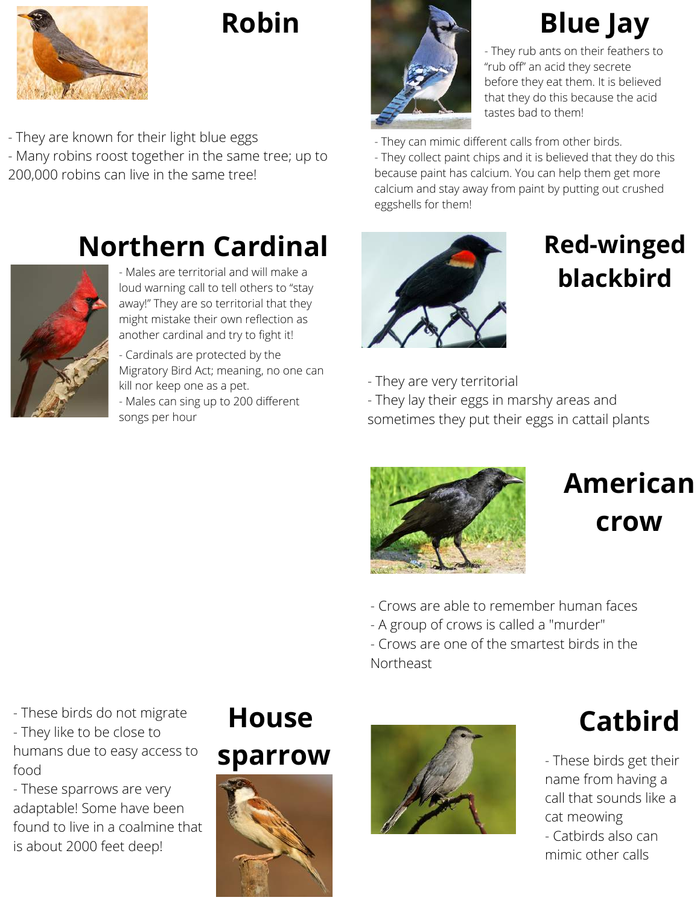## Robin

- They are known for their light blue eggs
- Many robins roost together in the same tree; up to 200,000 robins can live in the same tree!

## Blue Jay

- They rub ants on their feathers to "rub off" an acid they secrete before they eat them. It is believed that they do this because the acid tastes bad to them!
- They can mimic different calls from other birds.
- They collect paint chips and it is believed that they do this because paint has calcium. You can help them get more calcium and stay away from paint by putting out crushed eggshells for them!

## Northern Cardinal

- Males are territorial and will make a loud warning call to tell others to "stay away!" They are so territorial that they might mistake their own reflection as another cardinal and try to fight it!
- Cardinals are protected by the Migratory Bird Act; meaning, no one can kill nor keep one as a pet.
- Males can sing up to 200 different songs per hour

## Red-winged blackbird

- They are very territorial
- They lay their eggs in marshy areas and sometimes they put their eggs in cattail plants

## American crow

- Crows are able to remember human faces
- A group of crows is called a "murder"
- Crows are one of the smartest birds in the Northeast

## House sparrow

- These birds do not migrate
- They like to be close to humans due to easy access to food
- These sparrows are very adaptable! Some have been found to live in a coalmine that is about 2000 feet deep!

## Catbird

- These birds get their name from having a call that sounds like a cat meowing
- Catbirds also can mimic other calls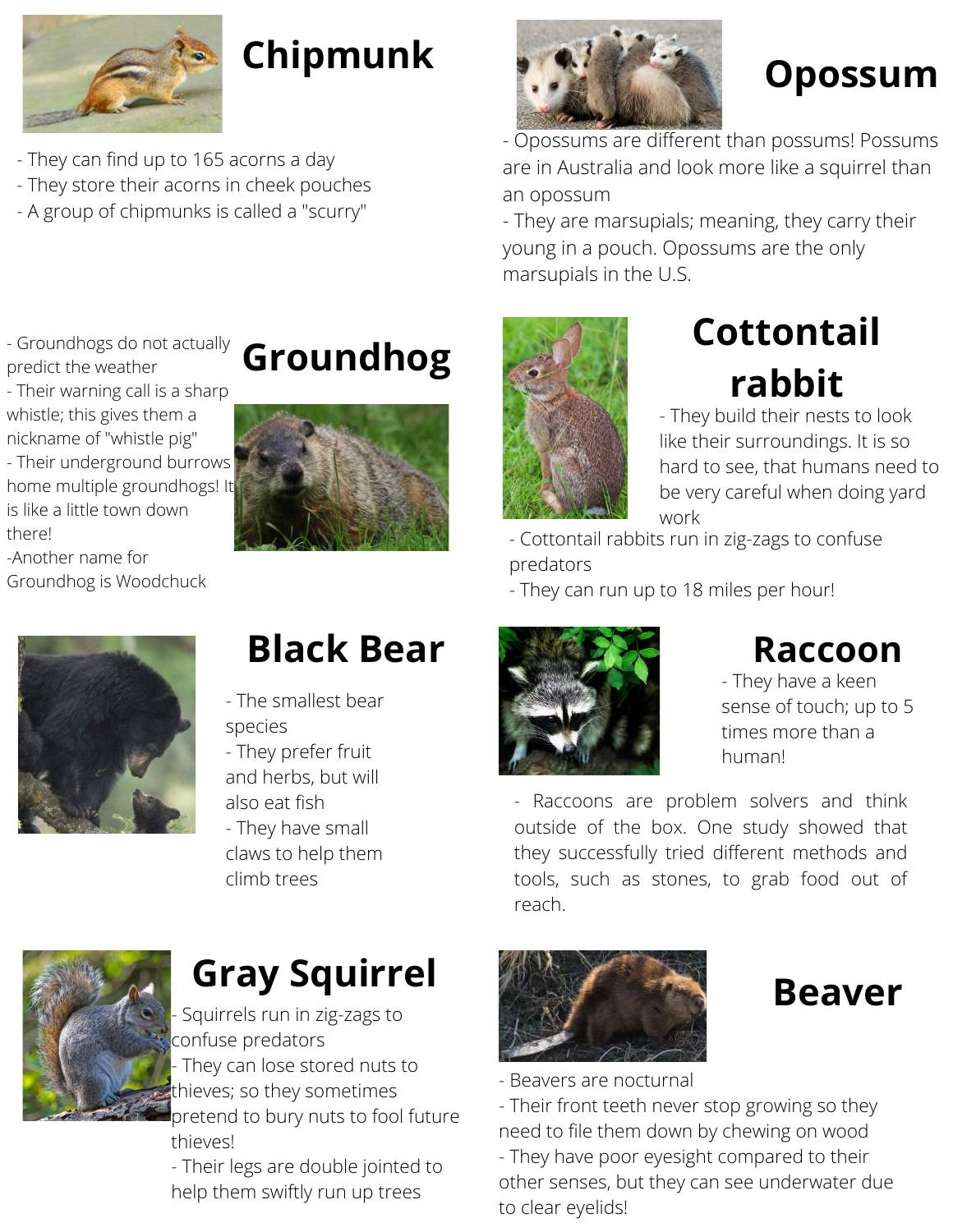## Chipmunk

- They can find up to 165 acorns a day
- They store their acorns in cheek pouches
- A group of chipmunks is called a "scurry"

## Opossum

- Opossums are different than possums! Possums are in Australia and look more like a squirrel than an opossum
- They are marsupials; meaning, they carry their young in a pouch. Opossums are the only marsupials in the U.S.

## Groundhog

- Groundhogs do not actually predict the weather
- Their warning call is a sharp whistle; this gives them a nickname of "whistle pig"
- Their underground burrows home multiple groundhogs! It is like a little town down there!
- Another name for Groundhog is Woodchuck

## Cottontail rabbit

- They build their nests to look like their surroundings. It is so hard to see, that humans need to be very careful when doing yard work
- Cottontail rabbits run in zig-zags to confuse predators
- They can run up to 18 miles per hour!

## Black Bear

- The smallest bear species
- They prefer fruit and herbs, but will also eat fish
- They have small claws to help them climb trees

## Raccoon

- They have a keen sense of touch; up to 5 times more than a human!
- Raccoons are problem solvers and think outside of the box. One study showed that they successfully tried different methods and tools, such as stones, to grab food out of reach.

## Gray Squirrel

- Squirrels run in zig-zags to confuse predators
- They can lose stored nuts to thieves; so they sometimes pretend to bury nuts to fool future thieves!
- Their legs are double jointed to help them swiftly run up trees

## Beaver

- Beavers are nocturnal
- Their front teeth never stop growing so they need to file them down by chewing on wood
- They have poor eyesight compared to their other senses, but they can see underwater due to clear eyelids!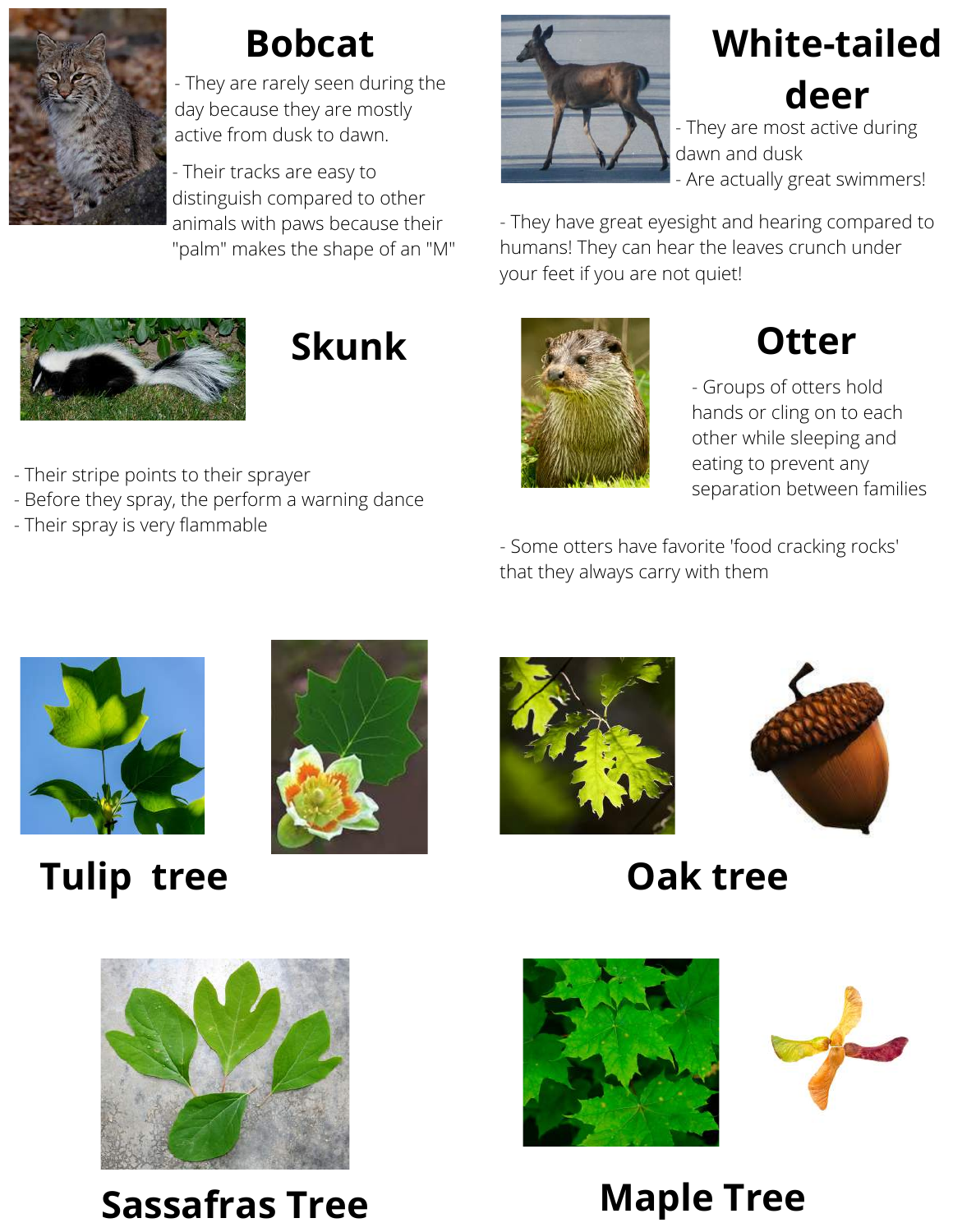## Bobcat

- They are rarely seen during the day because they are mostly active from dusk to dawn.
- Their tracks are easy to distinguish compared to other animals with paws because their "palm" makes the shape of an "M"

## White-tailed deer

- They are most active during dawn and dusk
- Are actually great swimmers!
- They have great eyesight and hearing compared to humans! They can hear the leaves crunch under your feet if you are not quiet!

## Skunk

- Their stripe points to their sprayer
- Before they spray, the perform a warning dance
- Their spray is very flammable

## Otter

- Groups of otters hold hands or cling on to each other while sleeping and eating to prevent any separation between families
- Some otters have favorite 'food cracking rocks' that they always carry with them

## Tulip tree

## Oak tree

## Sassafras Tree

## Maple Tree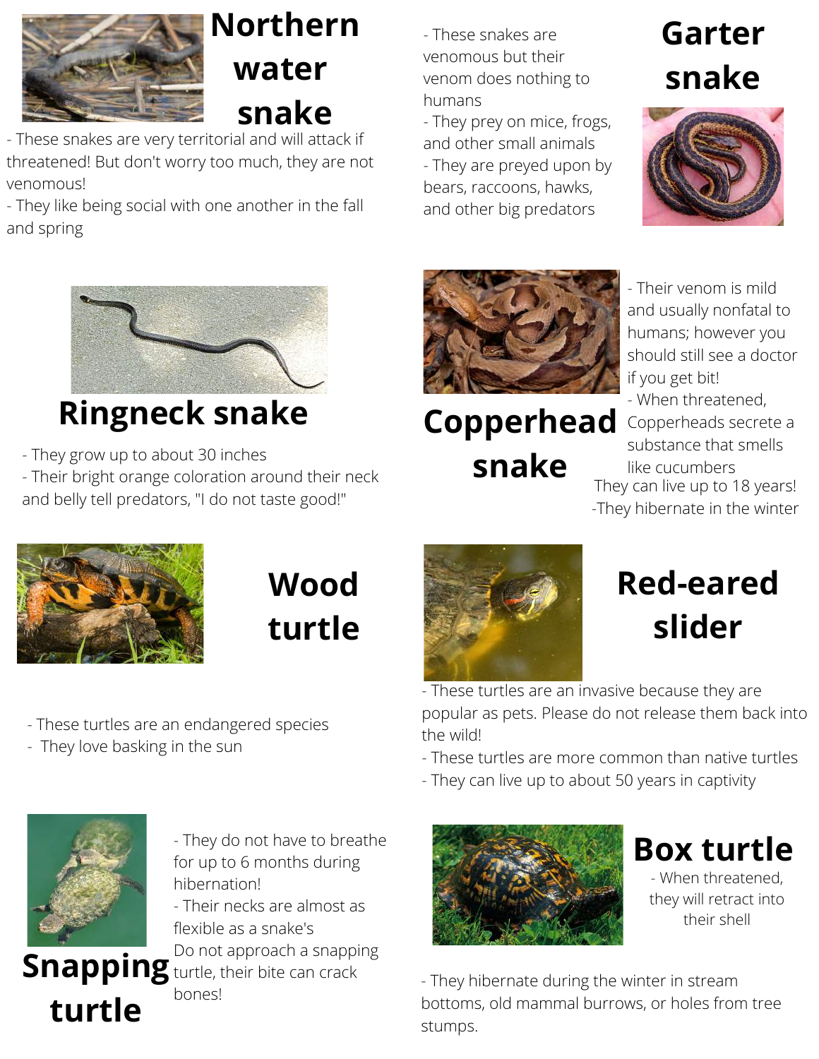## Northern water snake

- These snakes are very territorial and will attack if threatened! But don't worry too much, they are not venomous!
- They like being social with one another in the fall and spring

## Garter snake

- These snakes are venomous but their venom does nothing to humans
- They prey on mice, frogs, and other small animals
- They are preyed upon by bears, raccoons, hawks, and other big predators

## Ringneck snake

- They grow up to about 30 inches
- Their bright orange coloration around their neck and belly tell predators, "I do not taste good!"

## Copperhead snake

- Their venom is mild and usually nonfatal to humans; however you should still see a doctor if you get bit!
- When threatened, Copperheads secrete a substance that smells like cucumbers

They can live up to 18 years!

-They hibernate in the winter

## Wood turtle

- These turtles are an endangered species
- They love basking in the sun

## Red-eared slider

- These turtles are an invasive because they are popular as pets. Please do not release them back into the wild!
- These turtles are more common than native turtles
- They can live up to about 50 years in captivity

## Snapping turtle

- They do not have to breathe for up to 6 months during hibernation!
- Their necks are almost as flexible as a snake's

Do not approach a snapping turtle, their bite can crack bones!

## Box turtle

- When threatened, they will retract into their shell
- They hibernate during the winter in stream bottoms, old mammal burrows, or holes from tree stumps.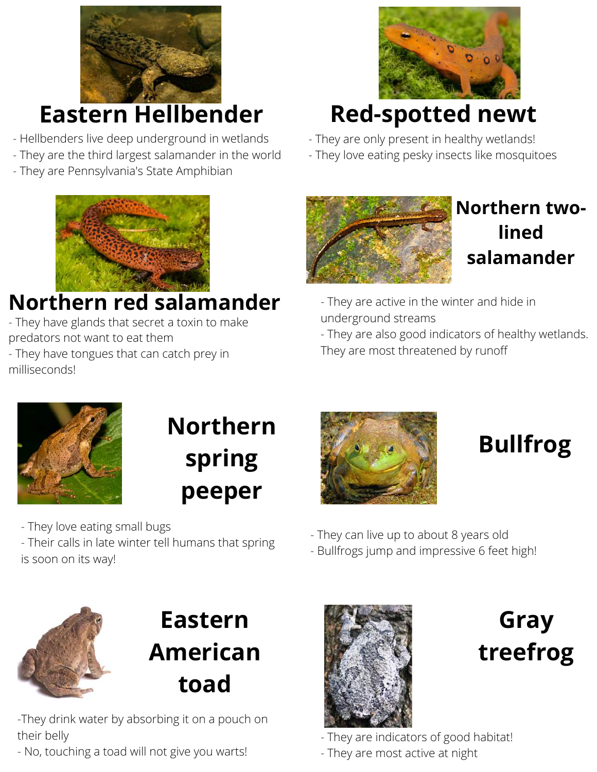## Eastern Hellbender

- Hellbenders live deep underground in wetlands
- They are the third largest salamander in the world
- They are Pennsylvania's State Amphibian

## Red-spotted newt

- They are only present in healthy wetlands!
- They love eating pesky insects like mosquitoes

## Northern red salamander

- They have glands that secret a toxin to make predators not want to eat them
- They have tongues that can catch prey in milliseconds!

## Northern two-lined salamander

- They are active in the winter and hide in underground streams
- They are also good indicators of healthy wetlands. They are most threatened by runoff

## Northern spring peeper

- They love eating small bugs
- Their calls in late winter tell humans that spring is soon on its way!

## Bullfrog

- They can live up to about 8 years old
- Bullfrogs jump and impressive 6 feet high!

## Eastern American toad

-They drink water by absorbing it on a pouch on their belly
- No, touching a toad will not give you warts!

## Gray treefrog

- They are indicators of good habitat!
- They are most active at night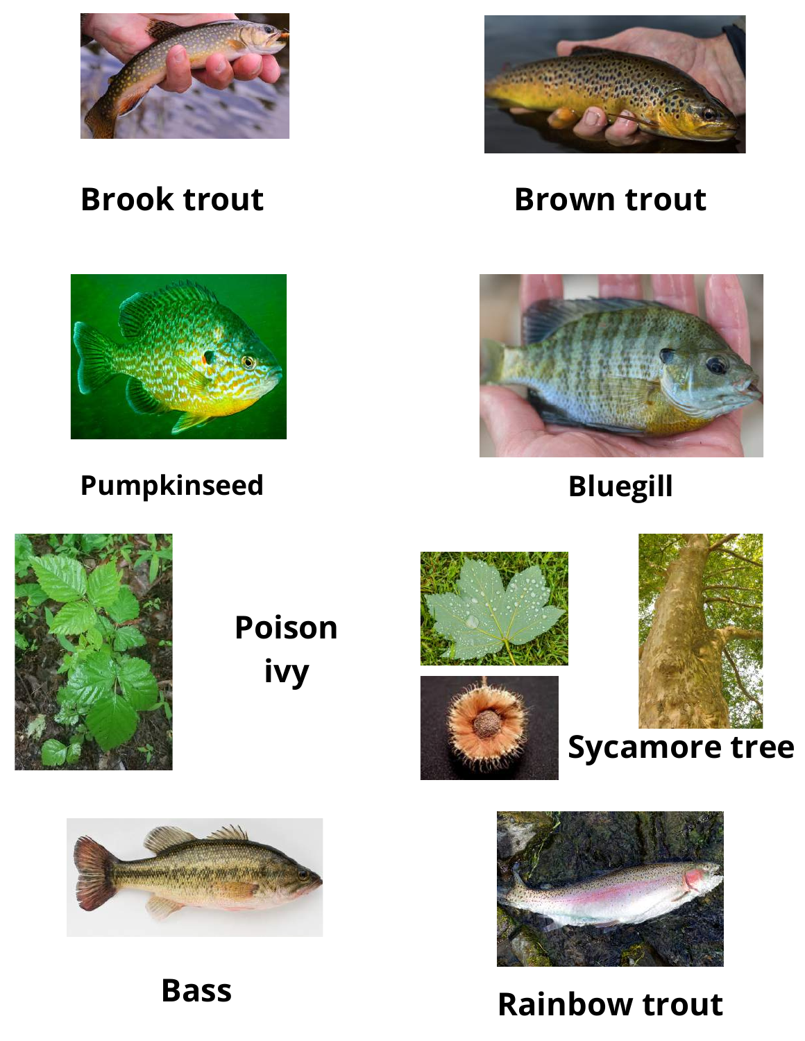**Brook trout**

**Brown trout**

**Pumpkinseed**

**Bluegill**

**Poison ivy**

**Sycamore tree**

**Bass**

**Rainbow trout**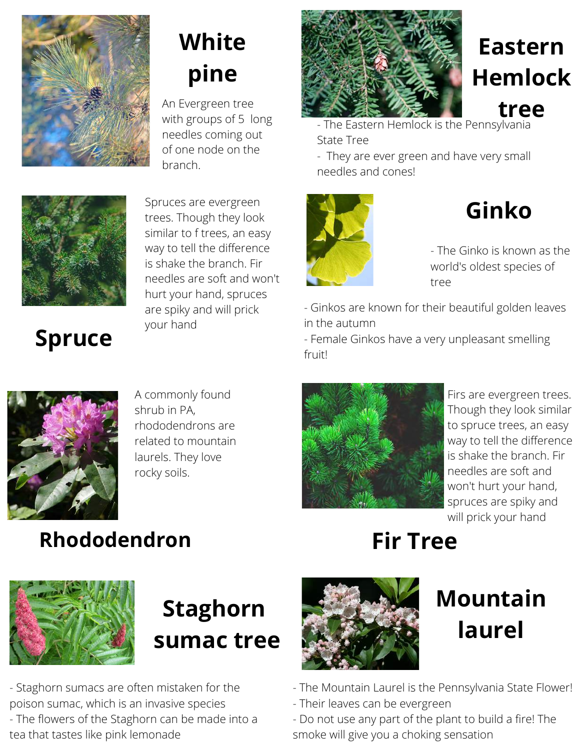## White pine

An Evergreen tree with groups of 5 long needles coming out of one node on the branch.

## Eastern Hemlock tree

- The Eastern Hemlock is the Pennsylvania State Tree
- They are ever green and have very small needles and cones!

## Spruce

Spruces are evergreen trees. Though they look similar to f trees, an easy way to tell the difference is shake the branch. Fir needles are soft and won't hurt your hand, spruces are spiky and will prick your hand

## Ginko

- The Ginko is known as the world's oldest species of tree
- Ginkos are known for their beautiful golden leaves in the autumn
- Female Ginkos have a very unpleasant smelling fruit!

## Rhododendron

A commonly found shrub in PA, rhododendrons are related to mountain laurels. They love rocky soils.

## Fir Tree

Firs are evergreen trees. Though they look similar to spruce trees, an easy way to tell the difference is shake the branch. Fir needles are soft and won't hurt your hand, spruces are spiky and will prick your hand

## Staghorn sumac tree

- Staghorn sumacs are often mistaken for the poison sumac, which is an invasive species
- The flowers of the Staghorn can be made into a tea that tastes like pink lemonade

## Mountain laurel

- The Mountain Laurel is the Pennsylvania State Flower!
- Their leaves can be evergreen
- Do not use any part of the plant to build a fire! The smoke will give you a choking sensation